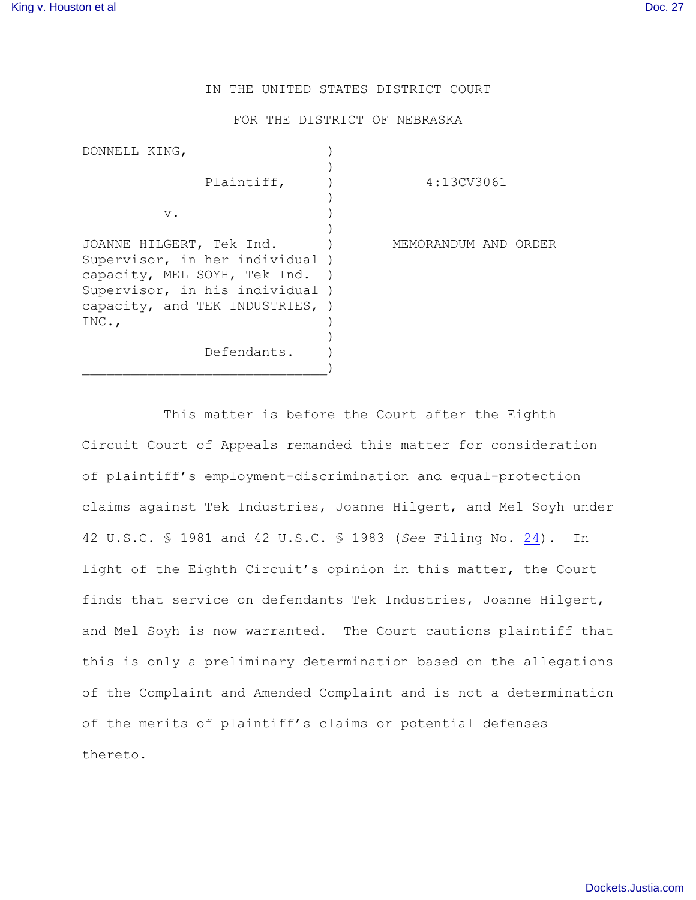IN THE UNITED STATES DISTRICT COURT

FOR THE DISTRICT OF NEBRASKA

| | | |
|---|---|---|
| DONNELL KING, Plaintiff, | ) | 4:13CV3061 |
| v. | ) | |
| JOANNE HILGERT, Tek Ind. Supervisor, in her individual capacity, MEL SOYH, Tek Ind. Supervisor, in his individual capacity, and TEK INDUSTRIES, INC., Defendants. | ) | MEMORANDUM AND ORDER |

This matter is before the Court after the Eighth Circuit Court of Appeals remanded this matter for consideration of plaintiff's employment-discrimination and equal-protection claims against Tek Industries, Joanne Hilgert, and Mel Soyh under 42 U.S.C. § 1981 and 42 U.S.C. § 1983 (*See* Filing No. 24). In light of the Eighth Circuit's opinion in this matter, the Court finds that service on defendants Tek Industries, Joanne Hilgert, and Mel Soyh is now warranted. The Court cautions plaintiff that this is only a preliminary determination based on the allegations of the Complaint and Amended Complaint and is not a determination of the merits of plaintiff's claims or potential defenses thereto.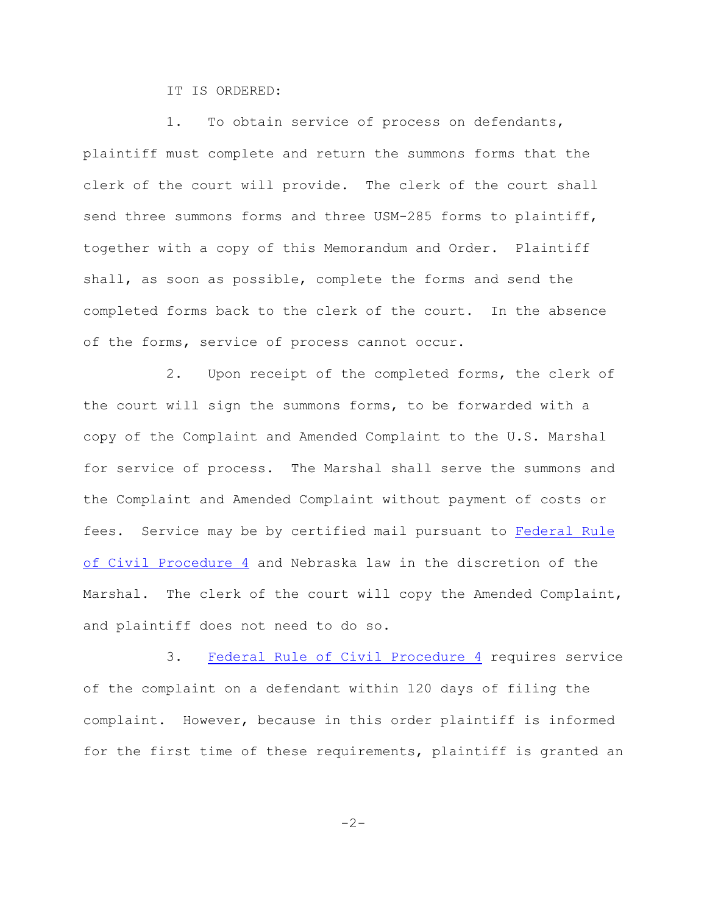IT IS ORDERED:

1. To obtain service of process on defendants, plaintiff must complete and return the summons forms that the clerk of the court will provide. The clerk of the court shall send three summons forms and three USM-285 forms to plaintiff, together with a copy of this Memorandum and Order. Plaintiff shall, as soon as possible, complete the forms and send the completed forms back to the clerk of the court. In the absence of the forms, service of process cannot occur.

2. Upon receipt of the completed forms, the clerk of the court will sign the summons forms, to be forwarded with a copy of the Complaint and Amended Complaint to the U.S. Marshal for service of process. The Marshal shall serve the summons and the Complaint and Amended Complaint without payment of costs or fees. Service may be by certified mail pursuant to Federal Rule of Civil Procedure 4 and Nebraska law in the discretion of the Marshal. The clerk of the court will copy the Amended Complaint, and plaintiff does not need to do so.

3. Federal Rule of Civil Procedure 4 requires service of the complaint on a defendant within 120 days of filing the complaint. However, because in this order plaintiff is informed for the first time of these requirements, plaintiff is granted an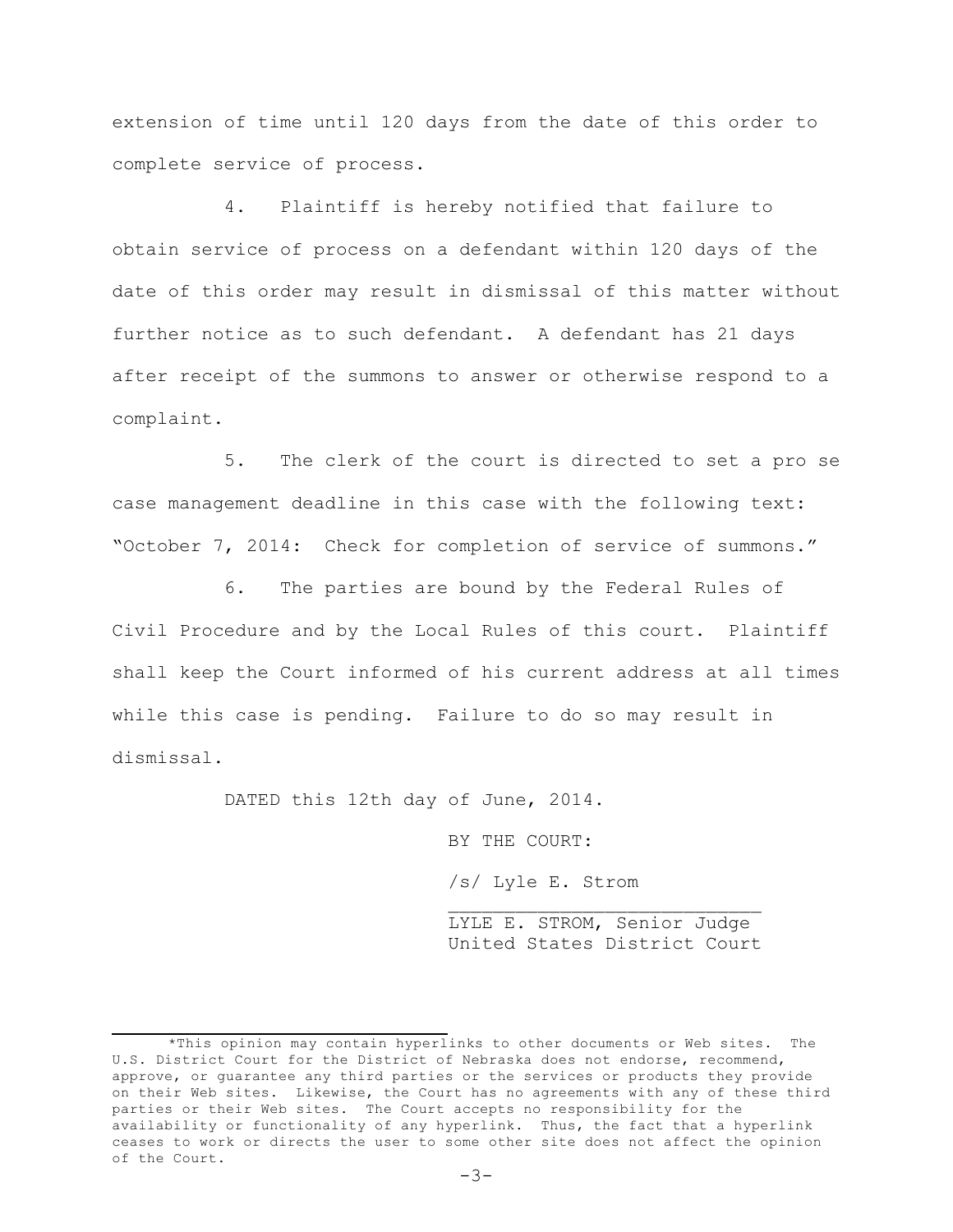extension of time until 120 days from the date of this order to complete service of process.

4. Plaintiff is hereby notified that failure to obtain service of process on a defendant within 120 days of the date of this order may result in dismissal of this matter without further notice as to such defendant. A defendant has 21 days after receipt of the summons to answer or otherwise respond to a complaint.

5. The clerk of the court is directed to set a pro se case management deadline in this case with the following text: "October 7, 2014: Check for completion of service of summons."

6. The parties are bound by the Federal Rules of Civil Procedure and by the Local Rules of this court. Plaintiff shall keep the Court informed of his current address at all times while this case is pending. Failure to do so may result in dismissal.

DATED this 12th day of June, 2014.

BY THE COURT:

/s/ Lyle E. Strom

LYLE E. STROM, Senior Judge
United States District Court

---

*This opinion may contain hyperlinks to other documents or Web sites. The U.S. District Court for the District of Nebraska does not endorse, recommend, approve, or guarantee any third parties or the services or products they provide on their Web sites. Likewise, the Court has no agreements with any of these third parties or their Web sites. The Court accepts no responsibility for the availability or functionality of any hyperlink. Thus, the fact that a hyperlink ceases to work or directs the user to some other site does not affect the opinion of the Court.